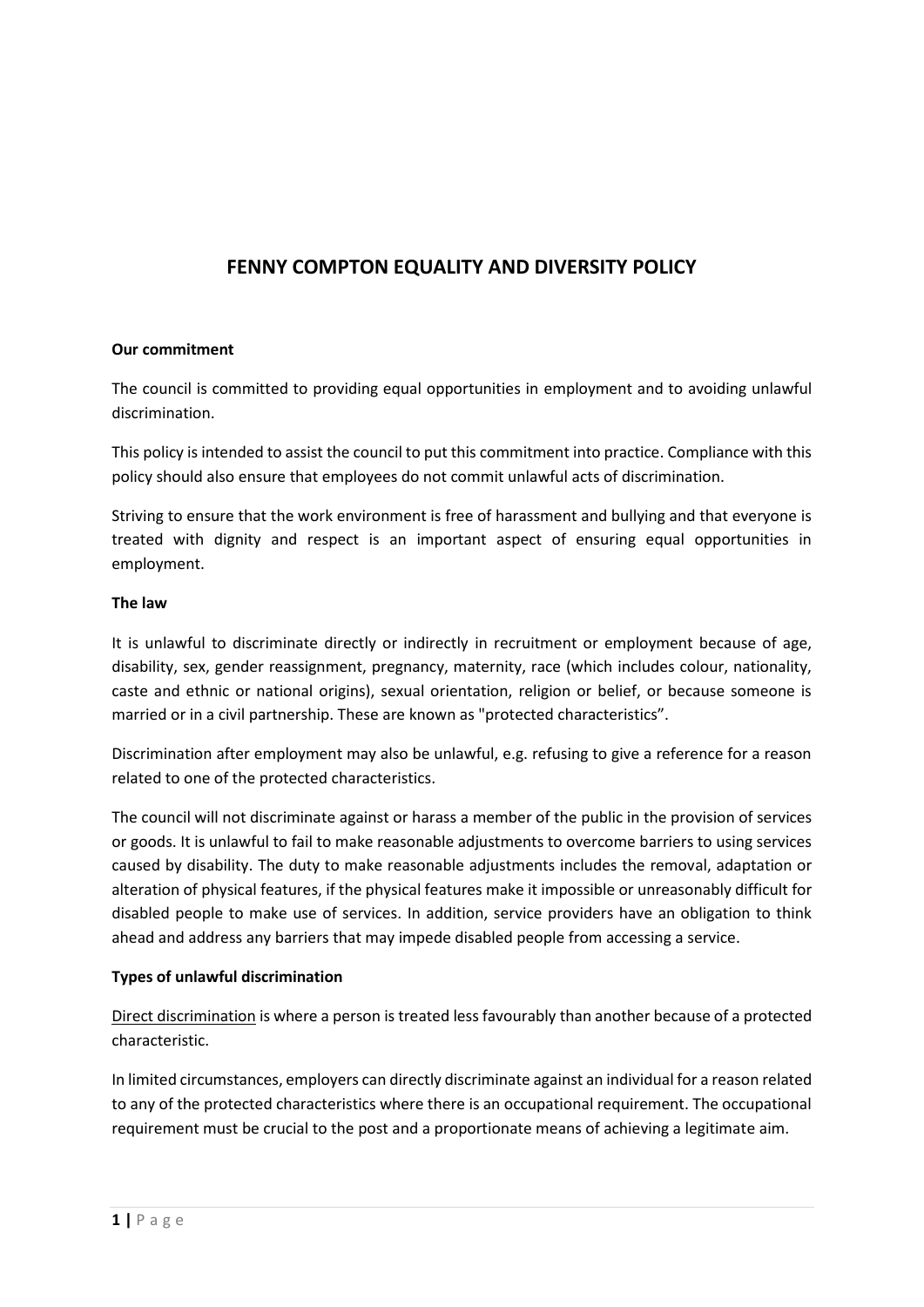# FENNY COMPTON EQUALITY AND DIVERSITY POLICY

**Our commitment**

The council is committed to providing equal opportunities in employment and to avoiding unlawful discrimination.

This policy is intended to assist the council to put this commitment into practice. Compliance with this policy should also ensure that employees do not commit unlawful acts of discrimination.

Striving to ensure that the work environment is free of harassment and bullying and that everyone is treated with dignity and respect is an important aspect of ensuring equal opportunities in employment.

**The law**

It is unlawful to discriminate directly or indirectly in recruitment or employment because of age, disability, sex, gender reassignment, pregnancy, maternity, race (which includes colour, nationality, caste and ethnic or national origins), sexual orientation, religion or belief, or because someone is married or in a civil partnership. These are known as "protected characteristics".

Discrimination after employment may also be unlawful, e.g. refusing to give a reference for a reason related to one of the protected characteristics.

The council will not discriminate against or harass a member of the public in the provision of services or goods. It is unlawful to fail to make reasonable adjustments to overcome barriers to using services caused by disability. The duty to make reasonable adjustments includes the removal, adaptation or alteration of physical features, if the physical features make it impossible or unreasonably difficult for disabled people to make use of services. In addition, service providers have an obligation to think ahead and address any barriers that may impede disabled people from accessing a service.

**Types of unlawful discrimination**

Direct discrimination is where a person is treated less favourably than another because of a protected characteristic.

In limited circumstances, employers can directly discriminate against an individual for a reason related to any of the protected characteristics where there is an occupational requirement. The occupational requirement must be crucial to the post and a proportionate means of achieving a legitimate aim.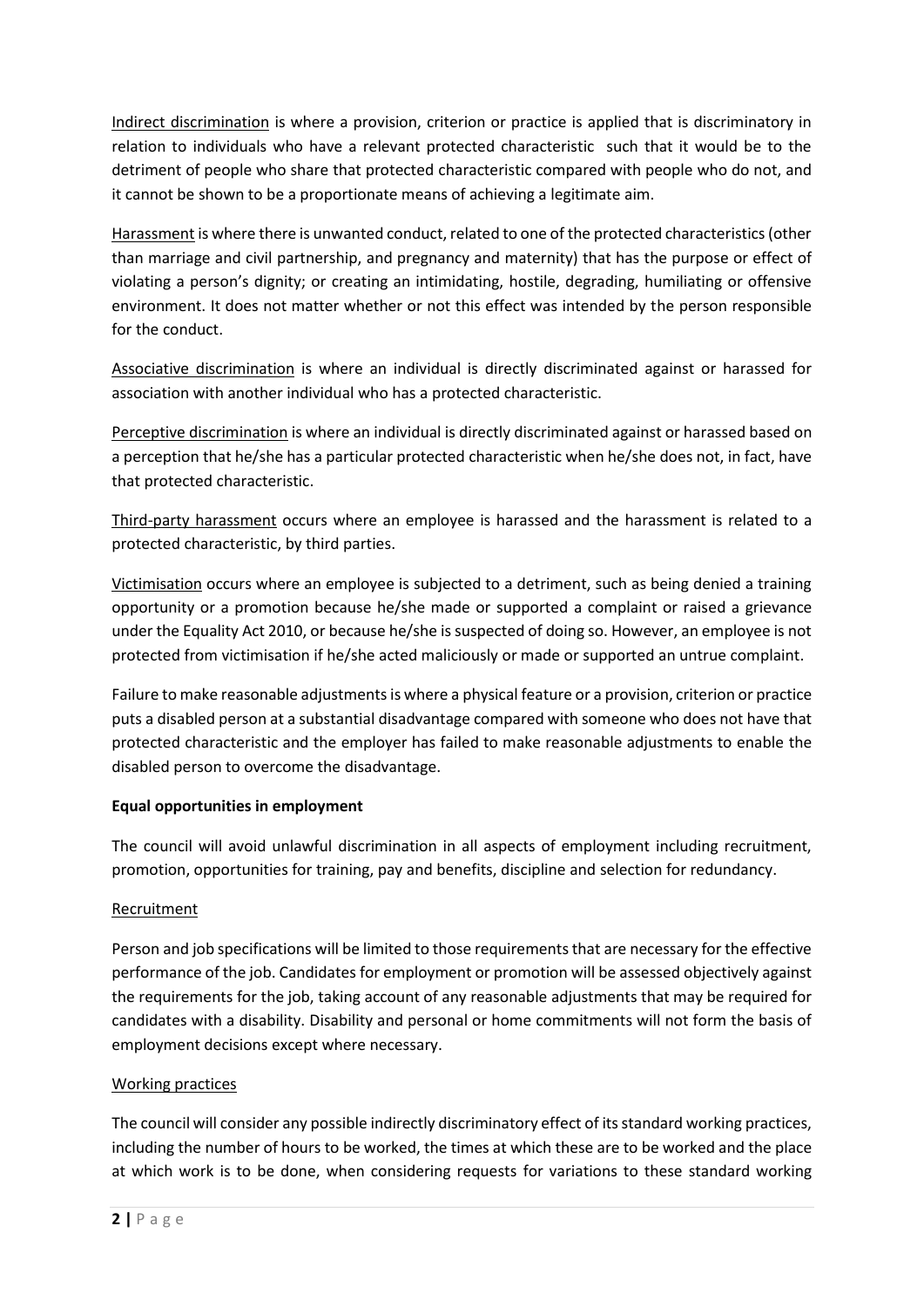Indirect discrimination is where a provision, criterion or practice is applied that is discriminatory in relation to individuals who have a relevant protected characteristic such that it would be to the detriment of people who share that protected characteristic compared with people who do not, and it cannot be shown to be a proportionate means of achieving a legitimate aim.

Harassment is where there is unwanted conduct, related to one of the protected characteristics (other than marriage and civil partnership, and pregnancy and maternity) that has the purpose or effect of violating a person's dignity; or creating an intimidating, hostile, degrading, humiliating or offensive environment. It does not matter whether or not this effect was intended by the person responsible for the conduct.

Associative discrimination is where an individual is directly discriminated against or harassed for association with another individual who has a protected characteristic.

Perceptive discrimination is where an individual is directly discriminated against or harassed based on a perception that he/she has a particular protected characteristic when he/she does not, in fact, have that protected characteristic.

Third-party harassment occurs where an employee is harassed and the harassment is related to a protected characteristic, by third parties.

Victimisation occurs where an employee is subjected to a detriment, such as being denied a training opportunity or a promotion because he/she made or supported a complaint or raised a grievance under the Equality Act 2010, or because he/she is suspected of doing so. However, an employee is not protected from victimisation if he/she acted maliciously or made or supported an untrue complaint.

Failure to make reasonable adjustments is where a physical feature or a provision, criterion or practice puts a disabled person at a substantial disadvantage compared with someone who does not have that protected characteristic and the employer has failed to make reasonable adjustments to enable the disabled person to overcome the disadvantage.

**Equal opportunities in employment**

The council will avoid unlawful discrimination in all aspects of employment including recruitment, promotion, opportunities for training, pay and benefits, discipline and selection for redundancy.

Recruitment

Person and job specifications will be limited to those requirements that are necessary for the effective performance of the job. Candidates for employment or promotion will be assessed objectively against the requirements for the job, taking account of any reasonable adjustments that may be required for candidates with a disability. Disability and personal or home commitments will not form the basis of employment decisions except where necessary.

Working practices

The council will consider any possible indirectly discriminatory effect of its standard working practices, including the number of hours to be worked, the times at which these are to be worked and the place at which work is to be done, when considering requests for variations to these standard working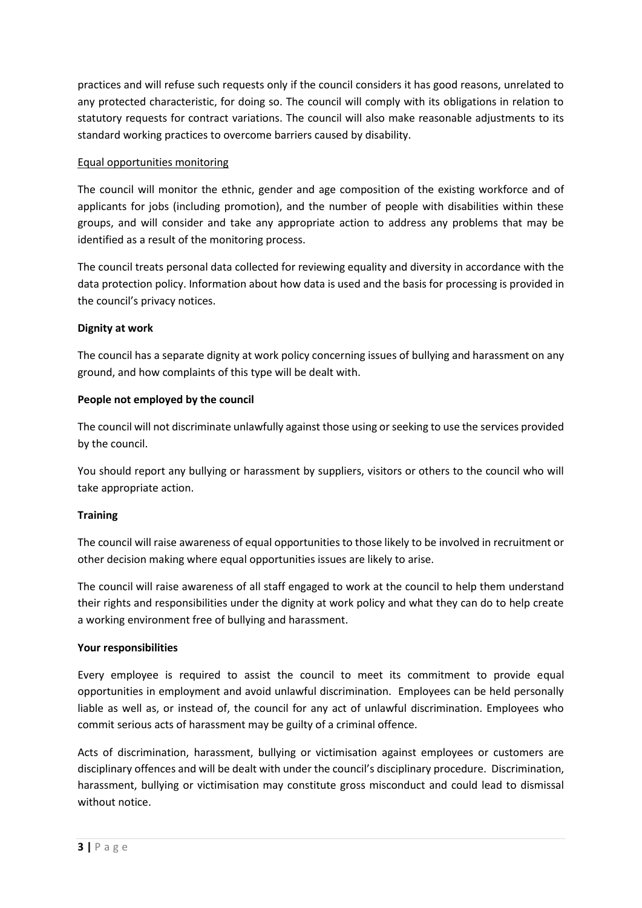practices and will refuse such requests only if the council considers it has good reasons, unrelated to any protected characteristic, for doing so. The council will comply with its obligations in relation to statutory requests for contract variations. The council will also make reasonable adjustments to its standard working practices to overcome barriers caused by disability.

Equal opportunities monitoring

The council will monitor the ethnic, gender and age composition of the existing workforce and of applicants for jobs (including promotion), and the number of people with disabilities within these groups, and will consider and take any appropriate action to address any problems that may be identified as a result of the monitoring process.

The council treats personal data collected for reviewing equality and diversity in accordance with the data protection policy. Information about how data is used and the basis for processing is provided in the council's privacy notices.

**Dignity at work**

The council has a separate dignity at work policy concerning issues of bullying and harassment on any ground, and how complaints of this type will be dealt with.

**People not employed by the council**

The council will not discriminate unlawfully against those using or seeking to use the services provided by the council.

You should report any bullying or harassment by suppliers, visitors or others to the council who will take appropriate action.

**Training**

The council will raise awareness of equal opportunities to those likely to be involved in recruitment or other decision making where equal opportunities issues are likely to arise.

The council will raise awareness of all staff engaged to work at the council to help them understand their rights and responsibilities under the dignity at work policy and what they can do to help create a working environment free of bullying and harassment.

**Your responsibilities**

Every employee is required to assist the council to meet its commitment to provide equal opportunities in employment and avoid unlawful discrimination. Employees can be held personally liable as well as, or instead of, the council for any act of unlawful discrimination. Employees who commit serious acts of harassment may be guilty of a criminal offence.

Acts of discrimination, harassment, bullying or victimisation against employees or customers are disciplinary offences and will be dealt with under the council's disciplinary procedure. Discrimination, harassment, bullying or victimisation may constitute gross misconduct and could lead to dismissal without notice.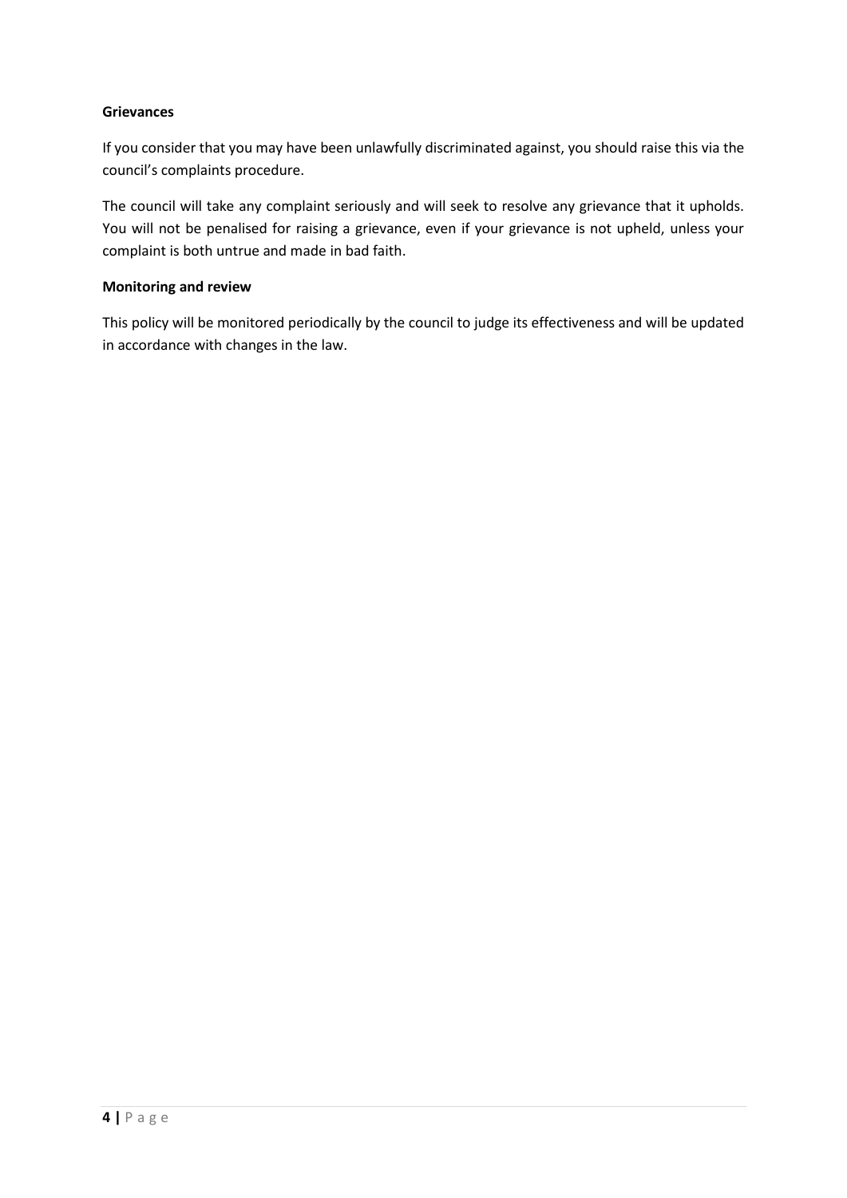**Grievances**

If you consider that you may have been unlawfully discriminated against, you should raise this via the council's complaints procedure.

The council will take any complaint seriously and will seek to resolve any grievance that it upholds. You will not be penalised for raising a grievance, even if your grievance is not upheld, unless your complaint is both untrue and made in bad faith.

**Monitoring and review**

This policy will be monitored periodically by the council to judge its effectiveness and will be updated in accordance with changes in the law.